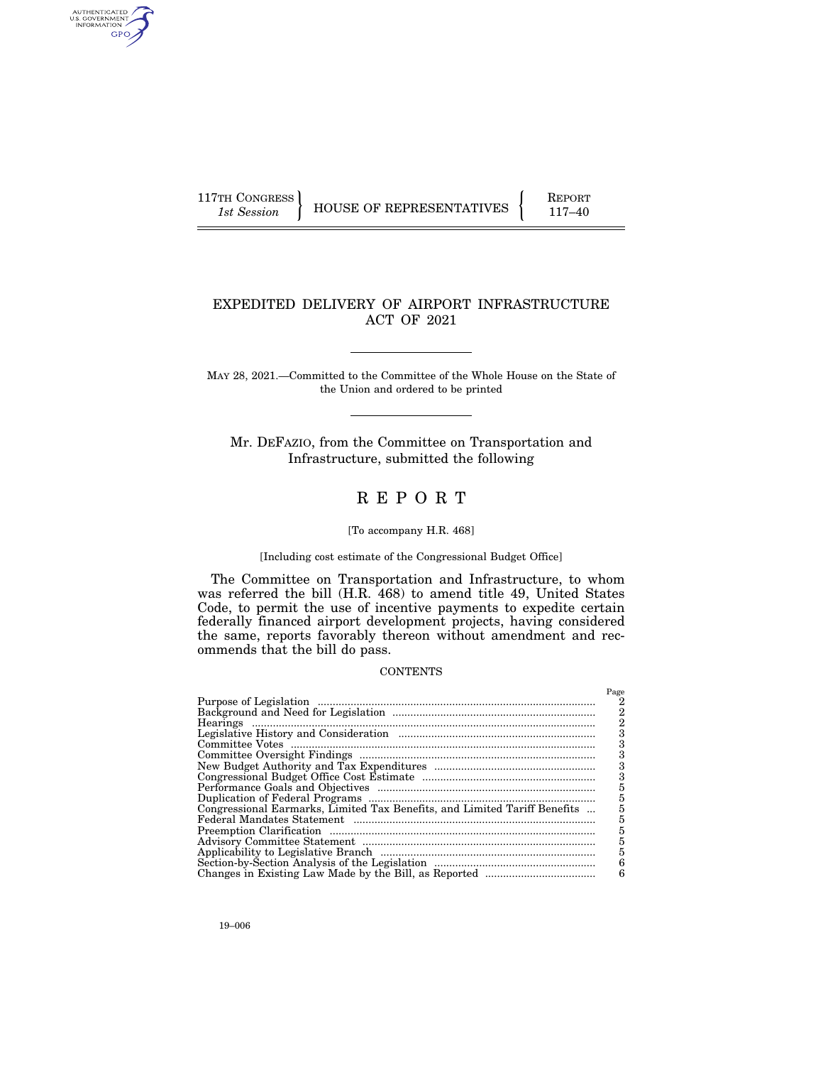117TH CONGRESS
*1st Session*

HOUSE OF REPRESENTATIVES

REPORT
117–40

# EXPEDITED DELIVERY OF AIRPORT INFRASTRUCTURE ACT OF 2021

MAY 28, 2021.—Committed to the Committee of the Whole House on the State of the Union and ordered to be printed

Mr. DEFAZIO, from the Committee on Transportation and Infrastructure, submitted the following

# R E P O R T

[To accompany H.R. 468]

[Including cost estimate of the Congressional Budget Office]

The Committee on Transportation and Infrastructure, to whom was referred the bill (H.R. 468) to amend title 49, United States Code, to permit the use of incentive payments to expedite certain federally financed airport development projects, having considered the same, reports favorably thereon without amendment and recommends that the bill do pass.

CONTENTS

| | Page |
|---|---|
| Purpose of Legislation | 2 |
| Background and Need for Legislation | 2 |
| Hearings | 2 |
| Legislative History and Consideration | 3 |
| Committee Votes | 3 |
| Committee Oversight Findings | 3 |
| New Budget Authority and Tax Expenditures | 3 |
| Congressional Budget Office Cost Estimate | 3 |
| Performance Goals and Objectives | 5 |
| Duplication of Federal Programs | 5 |
| Congressional Earmarks, Limited Tax Benefits, and Limited Tariff Benefits | 5 |
| Federal Mandates Statement | 5 |
| Preemption Clarification | 5 |
| Advisory Committee Statement | 5 |
| Applicability to Legislative Branch | 5 |
| Section-by-Section Analysis of the Legislation | 6 |
| Changes in Existing Law Made by the Bill, as Reported | 6 |

19–006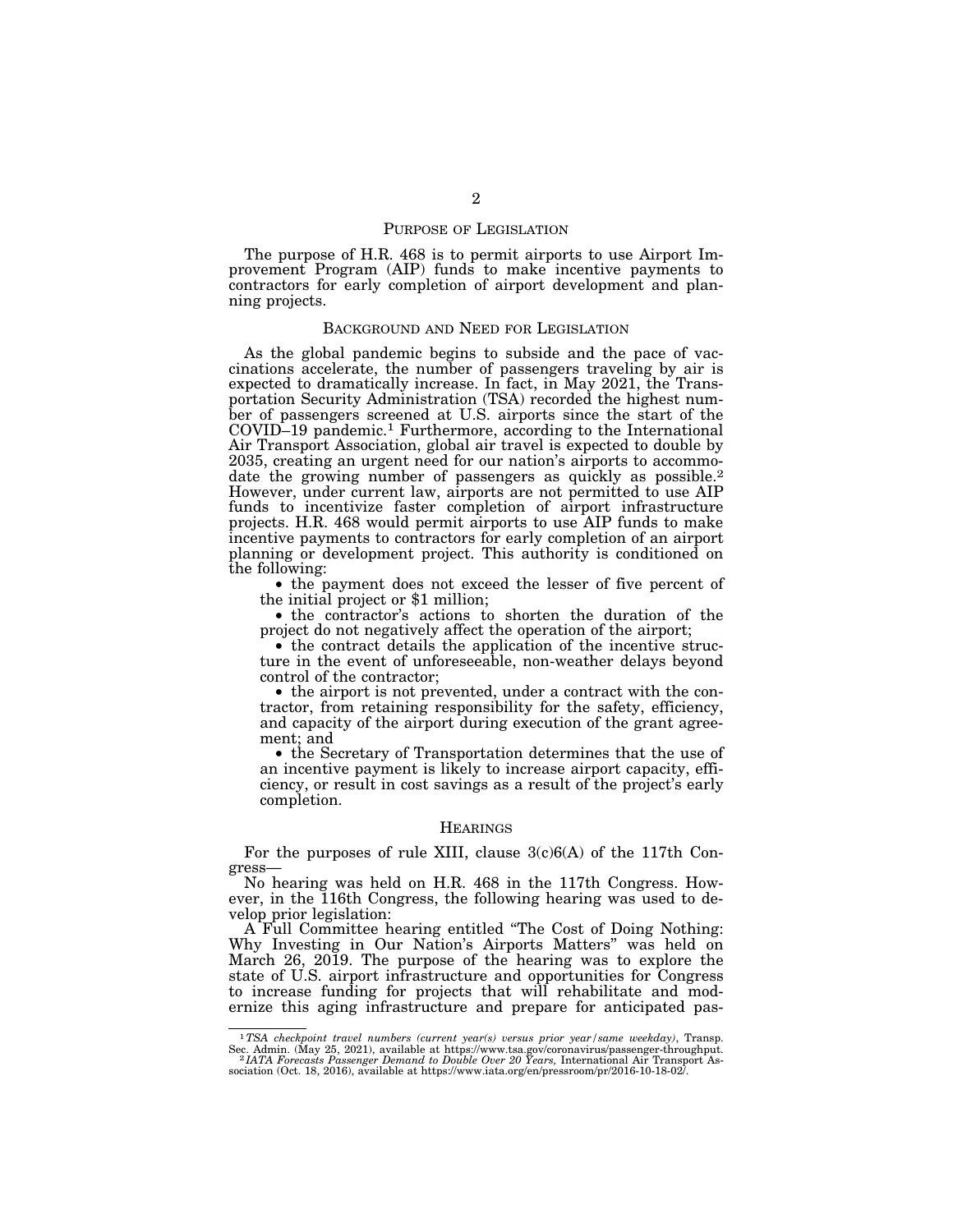## PURPOSE OF LEGISLATION

The purpose of H.R. 468 is to permit airports to use Airport Improvement Program (AIP) funds to make incentive payments to contractors for early completion of airport development and planning projects.

## BACKGROUND AND NEED FOR LEGISLATION

As the global pandemic begins to subside and the pace of vaccinations accelerate, the number of passengers traveling by air is expected to dramatically increase. In fact, in May 2021, the Transportation Security Administration (TSA) recorded the highest number of passengers screened at U.S. airports since the start of the COVID–19 pandemic.[1] Furthermore, according to the International Air Transport Association, global air travel is expected to double by 2035, creating an urgent need for our nation's airports to accommodate the growing number of passengers as quickly as possible.[2] However, under current law, airports are not permitted to use AIP funds to incentivize faster completion of airport infrastructure projects. H.R. 468 would permit airports to use AIP funds to make incentive payments to contractors for early completion of an airport planning or development project. This authority is conditioned on the following:

- the payment does not exceed the lesser of five percent of the initial project or $1 million;
- the contractor's actions to shorten the duration of the project do not negatively affect the operation of the airport;
- the contract details the application of the incentive structure in the event of unforeseeable, non-weather delays beyond control of the contractor;
- the airport is not prevented, under a contract with the contractor, from retaining responsibility for the safety, efficiency, and capacity of the airport during execution of the grant agreement; and
- the Secretary of Transportation determines that the use of an incentive payment is likely to increase airport capacity, efficiency, or result in cost savings as a result of the project's early completion.

## HEARINGS

For the purposes of rule XIII, clause 3(c)6(A) of the 117th Congress—

No hearing was held on H.R. 468 in the 117th Congress. However, in the 116th Congress, the following hearing was used to develop prior legislation:

A Full Committee hearing entitled "The Cost of Doing Nothing: Why Investing in Our Nation's Airports Matters" was held on March 26, 2019. The purpose of the hearing was to explore the state of U.S. airport infrastructure and opportunities for Congress to increase funding for projects that will rehabilitate and modernize this aging infrastructure and prepare for anticipated pas-

---

[1] *TSA checkpoint travel numbers (current year(s) versus prior year/same weekday)*, Transp. Sec. Admin. (May 25, 2021), available at https://www.tsa.gov/coronavirus/passenger-throughput.

[2] *IATA Forecasts Passenger Demand to Double Over 20 Years,* International Air Transport Association (Oct. 18, 2016), available at https://www.iata.org/en/pressroom/pr/2016-10-18-02/.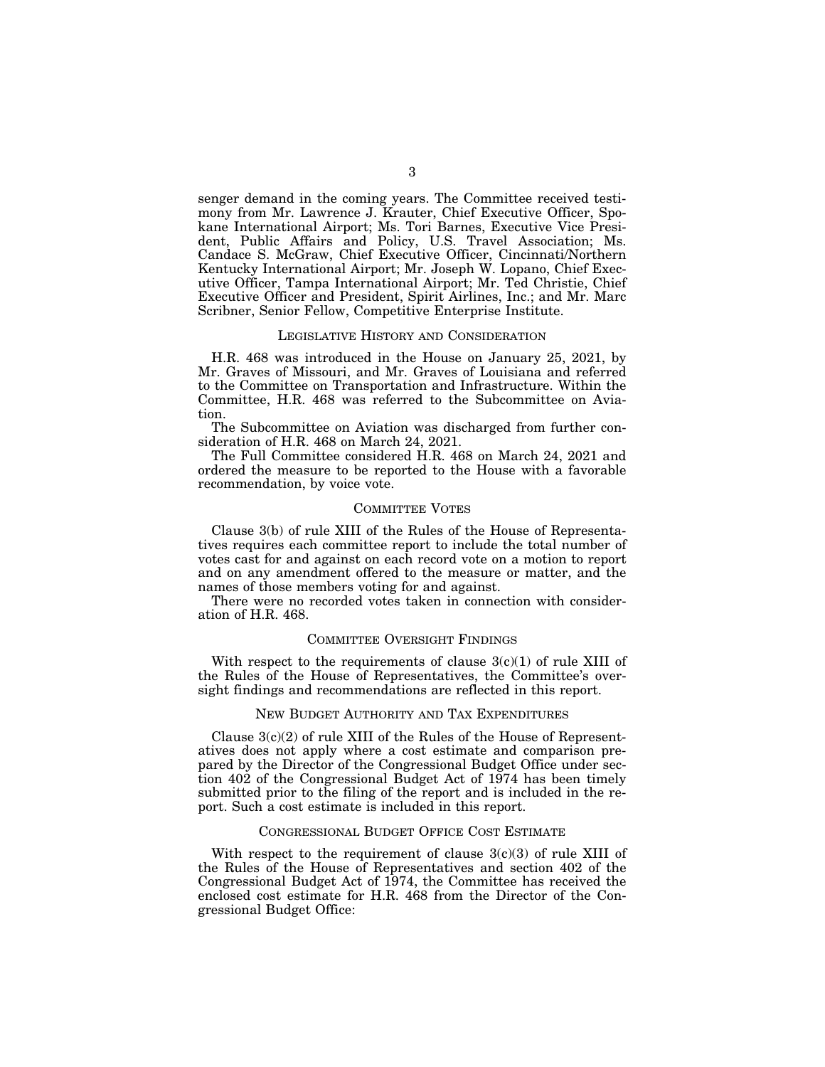senger demand in the coming years. The Committee received testimony from Mr. Lawrence J. Krauter, Chief Executive Officer, Spokane International Airport; Ms. Tori Barnes, Executive Vice President, Public Affairs and Policy, U.S. Travel Association; Ms. Candace S. McGraw, Chief Executive Officer, Cincinnati/Northern Kentucky International Airport; Mr. Joseph W. Lopano, Chief Executive Officer, Tampa International Airport; Mr. Ted Christie, Chief Executive Officer and President, Spirit Airlines, Inc.; and Mr. Marc Scribner, Senior Fellow, Competitive Enterprise Institute.

## LEGISLATIVE HISTORY AND CONSIDERATION

H.R. 468 was introduced in the House on January 25, 2021, by Mr. Graves of Missouri, and Mr. Graves of Louisiana and referred to the Committee on Transportation and Infrastructure. Within the Committee, H.R. 468 was referred to the Subcommittee on Aviation.

The Subcommittee on Aviation was discharged from further consideration of H.R. 468 on March 24, 2021.

The Full Committee considered H.R. 468 on March 24, 2021 and ordered the measure to be reported to the House with a favorable recommendation, by voice vote.

## COMMITTEE VOTES

Clause 3(b) of rule XIII of the Rules of the House of Representatives requires each committee report to include the total number of votes cast for and against on each record vote on a motion to report and on any amendment offered to the measure or matter, and the names of those members voting for and against.

There were no recorded votes taken in connection with consideration of H.R. 468.

## COMMITTEE OVERSIGHT FINDINGS

With respect to the requirements of clause 3(c)(1) of rule XIII of the Rules of the House of Representatives, the Committee's oversight findings and recommendations are reflected in this report.

## NEW BUDGET AUTHORITY AND TAX EXPENDITURES

Clause 3(c)(2) of rule XIII of the Rules of the House of Representatives does not apply where a cost estimate and comparison prepared by the Director of the Congressional Budget Office under section 402 of the Congressional Budget Act of 1974 has been timely submitted prior to the filing of the report and is included in the report. Such a cost estimate is included in this report.

## CONGRESSIONAL BUDGET OFFICE COST ESTIMATE

With respect to the requirement of clause 3(c)(3) of rule XIII of the Rules of the House of Representatives and section 402 of the Congressional Budget Act of 1974, the Committee has received the enclosed cost estimate for H.R. 468 from the Director of the Congressional Budget Office: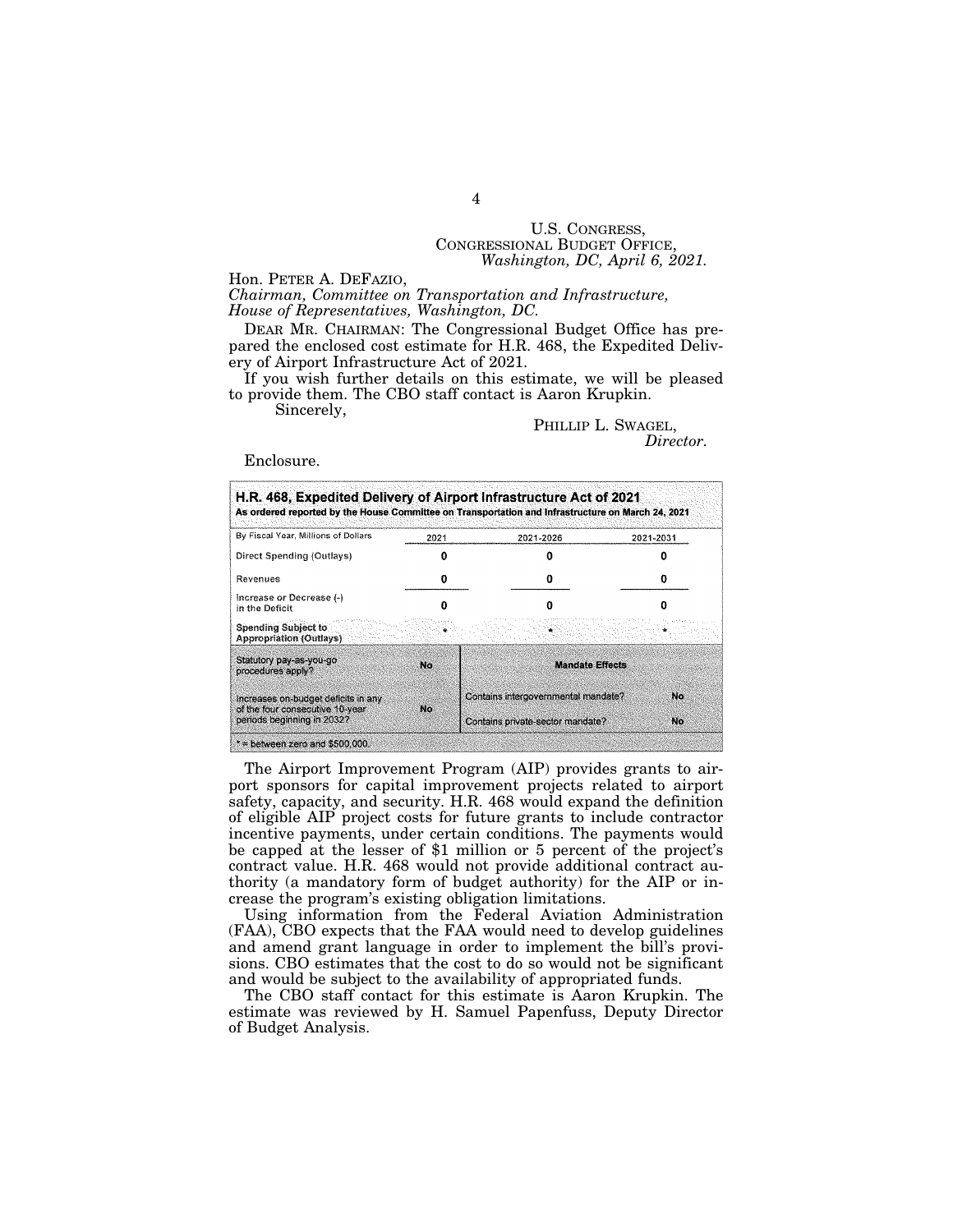U.S. CONGRESS,
CONGRESSIONAL BUDGET OFFICE,
*Washington, DC, April 6, 2021.*

Hon. PETER A. DEFAZIO,
*Chairman, Committee on Transportation and Infrastructure, House of Representatives, Washington, DC.*

DEAR MR. CHAIRMAN: The Congressional Budget Office has prepared the enclosed cost estimate for H.R. 468, the Expedited Delivery of Airport Infrastructure Act of 2021.

If you wish further details on this estimate, we will be pleased to provide them. The CBO staff contact is Aaron Krupkin.

Sincerely,

PHILLIP L. SWAGEL,
*Director.*

Enclosure.

**H.R. 468, Expedited Delivery of Airport Infrastructure Act of 2021**
**As ordered reported by the House Committee on Transportation and Infrastructure on March 24, 2021**

| By Fiscal Year, Millions of Dollars | 2021 | 2021-2026 | 2021-2031 |
|---|---|---|---|
| Direct Spending (Outlays) | 0 | 0 | 0 |
| Revenues | 0 | 0 | 0 |
| Increase or Decrease (-) in the Deficit | 0 | 0 | 0 |
| **Spending Subject to Appropriation (Outlays)** | * | * | * |

| Statutory pay-as-you-go procedures apply? | No | **Mandate Effects** | |
|---|---|---|---|
| Increases on-budget deficits in any of the four consecutive 10-year periods beginning in 2032? | No | Contains intergovernmental mandate? | No |
| | | Contains private-sector mandate? | No |

* = between zero and $500,000.

The Airport Improvement Program (AIP) provides grants to airport sponsors for capital improvement projects related to airport safety, capacity, and security. H.R. 468 would expand the definition of eligible AIP project costs for future grants to include contractor incentive payments, under certain conditions. The payments would be capped at the lesser of $1 million or 5 percent of the project's contract value. H.R. 468 would not provide additional contract authority (a mandatory form of budget authority) for the AIP or increase the program's existing obligation limitations.

Using information from the Federal Aviation Administration (FAA), CBO expects that the FAA would need to develop guidelines and amend grant language in order to implement the bill's provisions. CBO estimates that the cost to do so would not be significant and would be subject to the availability of appropriated funds.

The CBO staff contact for this estimate is Aaron Krupkin. The estimate was reviewed by H. Samuel Papenfuss, Deputy Director of Budget Analysis.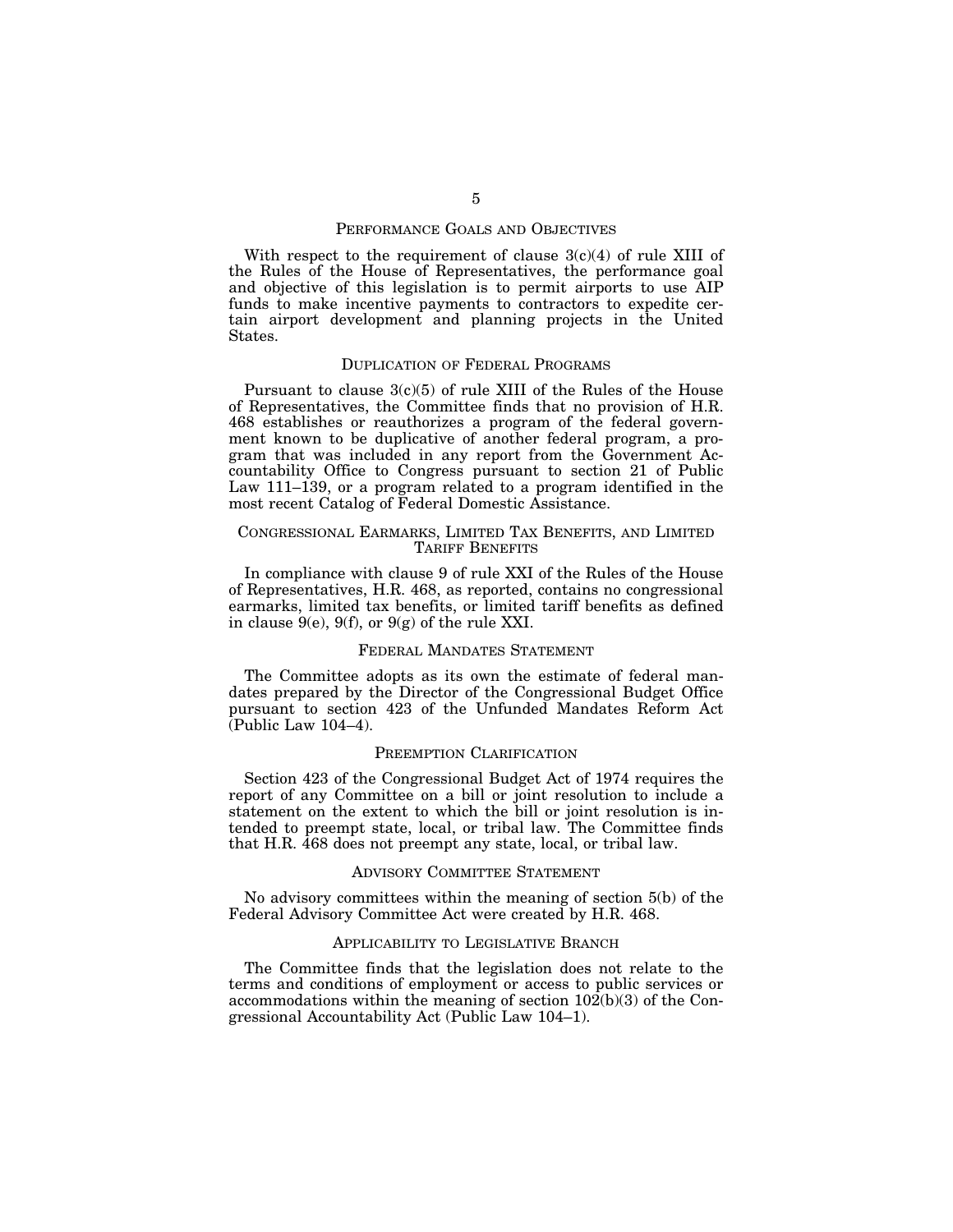## PERFORMANCE GOALS AND OBJECTIVES

With respect to the requirement of clause 3(c)(4) of rule XIII of the Rules of the House of Representatives, the performance goal and objective of this legislation is to permit airports to use AIP funds to make incentive payments to contractors to expedite certain airport development and planning projects in the United States.

## DUPLICATION OF FEDERAL PROGRAMS

Pursuant to clause 3(c)(5) of rule XIII of the Rules of the House of Representatives, the Committee finds that no provision of H.R. 468 establishes or reauthorizes a program of the federal government known to be duplicative of another federal program, a program that was included in any report from the Government Accountability Office to Congress pursuant to section 21 of Public Law 111–139, or a program related to a program identified in the most recent Catalog of Federal Domestic Assistance.

## CONGRESSIONAL EARMARKS, LIMITED TAX BENEFITS, AND LIMITED TARIFF BENEFITS

In compliance with clause 9 of rule XXI of the Rules of the House of Representatives, H.R. 468, as reported, contains no congressional earmarks, limited tax benefits, or limited tariff benefits as defined in clause 9(e), 9(f), or 9(g) of the rule XXI.

## FEDERAL MANDATES STATEMENT

The Committee adopts as its own the estimate of federal mandates prepared by the Director of the Congressional Budget Office pursuant to section 423 of the Unfunded Mandates Reform Act (Public Law 104–4).

## PREEMPTION CLARIFICATION

Section 423 of the Congressional Budget Act of 1974 requires the report of any Committee on a bill or joint resolution to include a statement on the extent to which the bill or joint resolution is intended to preempt state, local, or tribal law. The Committee finds that H.R. 468 does not preempt any state, local, or tribal law.

## ADVISORY COMMITTEE STATEMENT

No advisory committees within the meaning of section 5(b) of the Federal Advisory Committee Act were created by H.R. 468.

## APPLICABILITY TO LEGISLATIVE BRANCH

The Committee finds that the legislation does not relate to the terms and conditions of employment or access to public services or accommodations within the meaning of section 102(b)(3) of the Congressional Accountability Act (Public Law 104–1).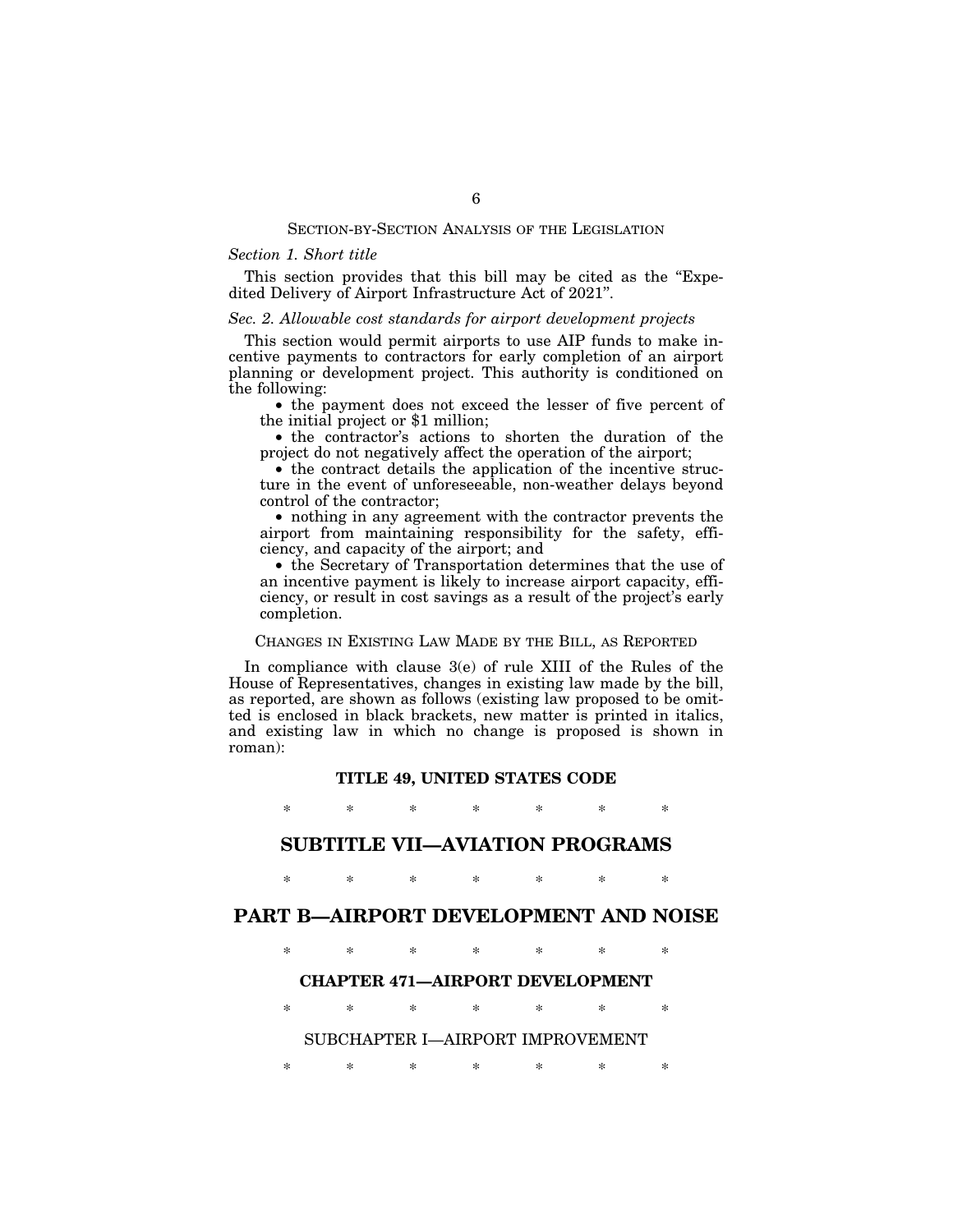## SECTION-BY-SECTION ANALYSIS OF THE LEGISLATION

### *Section 1. Short title*

This section provides that this bill may be cited as the "Expedited Delivery of Airport Infrastructure Act of 2021".

### *Sec. 2. Allowable cost standards for airport development projects*

This section would permit airports to use AIP funds to make incentive payments to contractors for early completion of an airport planning or development project. This authority is conditioned on the following:

- the payment does not exceed the lesser of five percent of the initial project or $1 million;
- the contractor's actions to shorten the duration of the project do not negatively affect the operation of the airport;
- the contract details the application of the incentive structure in the event of unforeseeable, non-weather delays beyond control of the contractor;
- nothing in any agreement with the contractor prevents the airport from maintaining responsibility for the safety, efficiency, and capacity of the airport; and
- the Secretary of Transportation determines that the use of an incentive payment is likely to increase airport capacity, efficiency, or result in cost savings as a result of the project's early completion.

## CHANGES IN EXISTING LAW MADE BY THE BILL, AS REPORTED

In compliance with clause 3(e) of rule XIII of the Rules of the House of Representatives, changes in existing law made by the bill, as reported, are shown as follows (existing law proposed to be omitted is enclosed in black brackets, new matter is printed in italics, and existing law in which no change is proposed is shown in roman):

**TITLE 49, UNITED STATES CODE**

\* \* \* \* \* \* \*

# SUBTITLE VII—AVIATION PROGRAMS

\* \* \* \* \* \* \*

# PART B—AIRPORT DEVELOPMENT AND NOISE

\* \* \* \* \* \* \*

**CHAPTER 471—AIRPORT DEVELOPMENT**

\* \* \* \* \* \* \*

SUBCHAPTER I—AIRPORT IMPROVEMENT

\* \* \* \* \* \* \*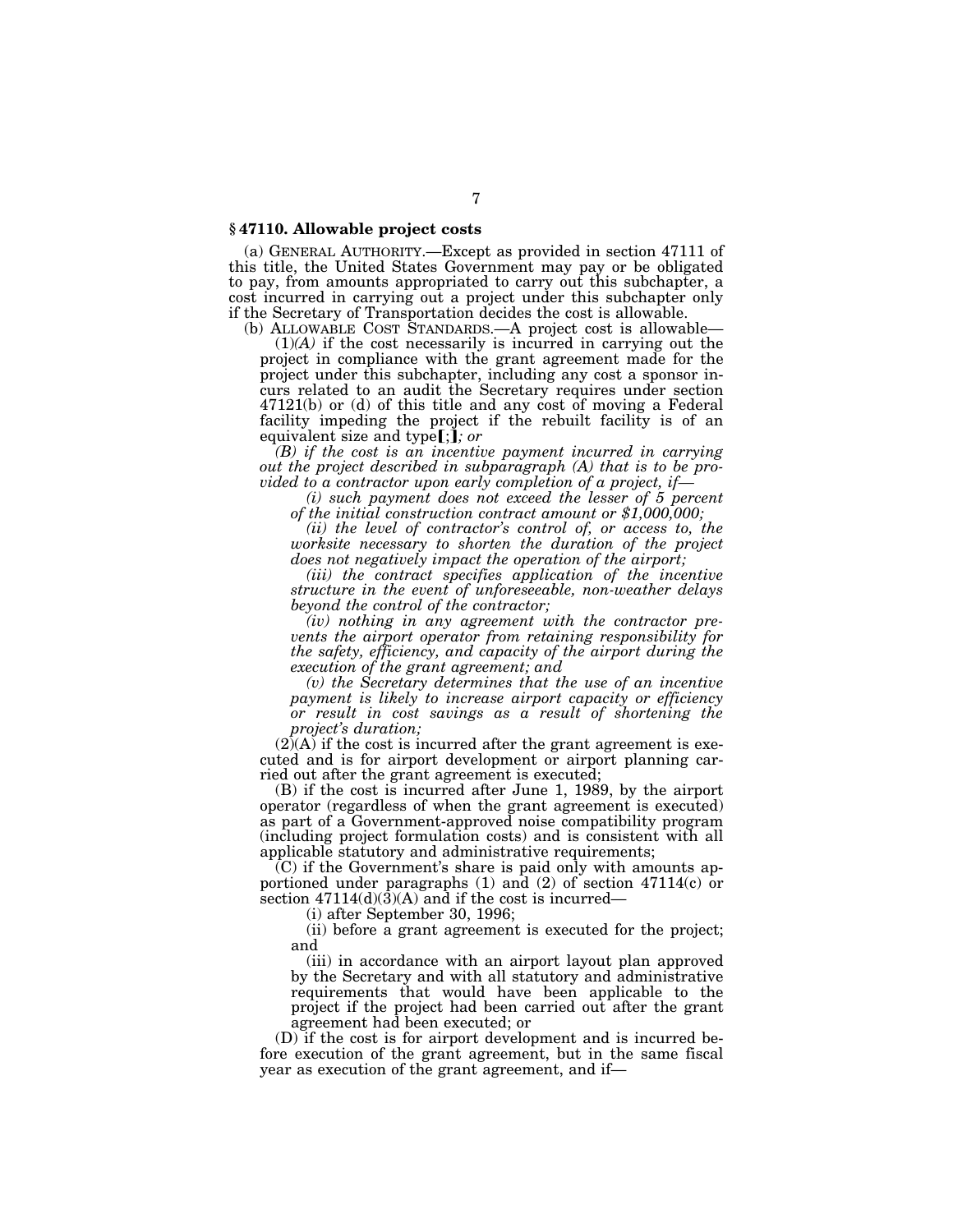### § 47110. Allowable project costs

(a) GENERAL AUTHORITY.—Except as provided in section 47111 of this title, the United States Government may pay or be obligated to pay, from amounts appropriated to carry out this subchapter, a cost incurred in carrying out a project under this subchapter only if the Secretary of Transportation decides the cost is allowable.

(b) ALLOWABLE COST STANDARDS.—A project cost is allowable—

(1)*(A)* if the cost necessarily is incurred in carrying out the project in compliance with the grant agreement made for the project under this subchapter, including any cost a sponsor incurs related to an audit the Secretary requires under section 47121(b) or (d) of this title and any cost of moving a Federal facility impeding the project if the rebuilt facility is of an equivalent size and type**[**;**]***; or*

*(B) if the cost is an incentive payment incurred in carrying out the project described in subparagraph (A) that is to be provided to a contractor upon early completion of a project, if—*

*(i) such payment does not exceed the lesser of 5 percent of the initial construction contract amount or $1,000,000;*

*(ii) the level of contractor's control of, or access to, the worksite necessary to shorten the duration of the project does not negatively impact the operation of the airport;*

*(iii) the contract specifies application of the incentive structure in the event of unforeseeable, non-weather delays beyond the control of the contractor;*

*(iv) nothing in any agreement with the contractor prevents the airport operator from retaining responsibility for the safety, efficiency, and capacity of the airport during the execution of the grant agreement; and*

*(v) the Secretary determines that the use of an incentive payment is likely to increase airport capacity or efficiency or result in cost savings as a result of shortening the project's duration;*

(2)(A) if the cost is incurred after the grant agreement is executed and is for airport development or airport planning carried out after the grant agreement is executed;

(B) if the cost is incurred after June 1, 1989, by the airport operator (regardless of when the grant agreement is executed) as part of a Government-approved noise compatibility program (including project formulation costs) and is consistent with all applicable statutory and administrative requirements;

(C) if the Government's share is paid only with amounts apportioned under paragraphs (1) and (2) of section 47114(c) or section 47114(d)(3)(A) and if the cost is incurred—

(i) after September 30, 1996;

(ii) before a grant agreement is executed for the project; and

(iii) in accordance with an airport layout plan approved by the Secretary and with all statutory and administrative requirements that would have been applicable to the project if the project had been carried out after the grant agreement had been executed; or

(D) if the cost is for airport development and is incurred before execution of the grant agreement, but in the same fiscal year as execution of the grant agreement, and if—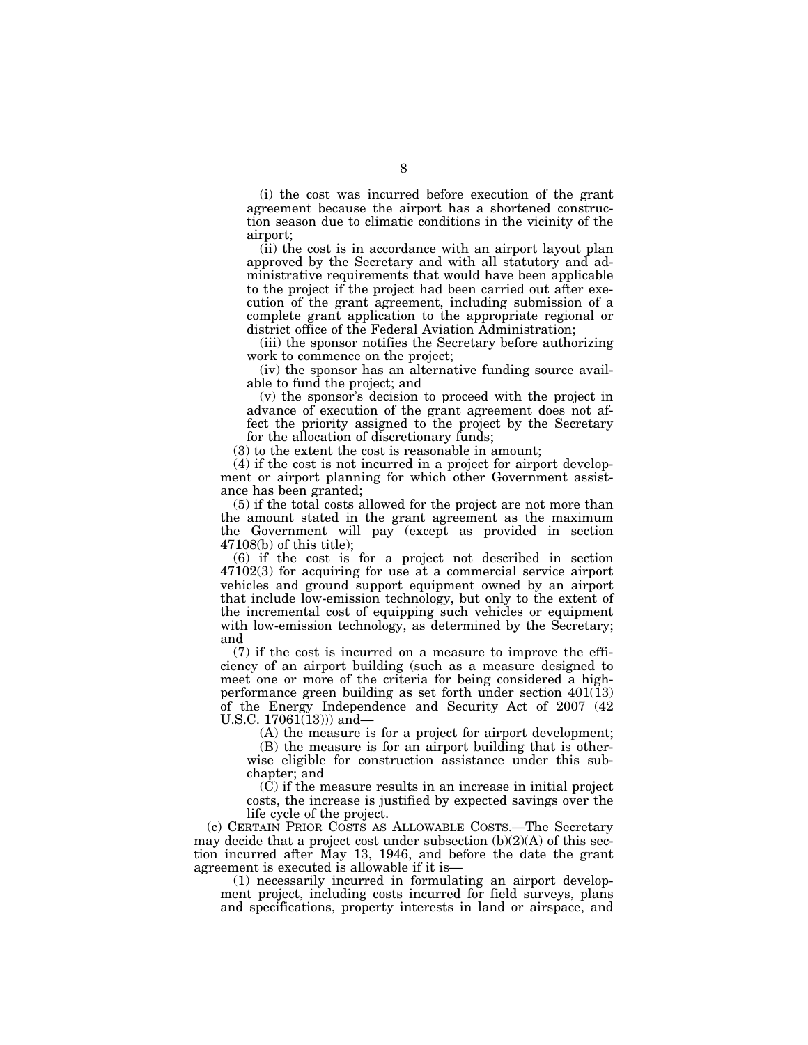(i) the cost was incurred before execution of the grant agreement because the airport has a shortened construction season due to climatic conditions in the vicinity of the airport;

(ii) the cost is in accordance with an airport layout plan approved by the Secretary and with all statutory and administrative requirements that would have been applicable to the project if the project had been carried out after execution of the grant agreement, including submission of a complete grant application to the appropriate regional or district office of the Federal Aviation Administration;

(iii) the sponsor notifies the Secretary before authorizing work to commence on the project;

(iv) the sponsor has an alternative funding source available to fund the project; and

(v) the sponsor's decision to proceed with the project in advance of execution of the grant agreement does not affect the priority assigned to the project by the Secretary for the allocation of discretionary funds;

(3) to the extent the cost is reasonable in amount;

(4) if the cost is not incurred in a project for airport development or airport planning for which other Government assistance has been granted;

(5) if the total costs allowed for the project are not more than the amount stated in the grant agreement as the maximum the Government will pay (except as provided in section 47108(b) of this title);

(6) if the cost is for a project not described in section 47102(3) for acquiring for use at a commercial service airport vehicles and ground support equipment owned by an airport that include low-emission technology, but only to the extent of the incremental cost of equipping such vehicles or equipment with low-emission technology, as determined by the Secretary; and

(7) if the cost is incurred on a measure to improve the efficiency of an airport building (such as a measure designed to meet one or more of the criteria for being considered a high-performance green building as set forth under section 401(13) of the Energy Independence and Security Act of 2007 (42 U.S.C. 17061(13))) and—

(A) the measure is for a project for airport development;

(B) the measure is for an airport building that is otherwise eligible for construction assistance under this subchapter; and

(C) if the measure results in an increase in initial project costs, the increase is justified by expected savings over the life cycle of the project.

(c) CERTAIN PRIOR COSTS AS ALLOWABLE COSTS.—The Secretary may decide that a project cost under subsection (b)(2)(A) of this section incurred after May 13, 1946, and before the date the grant agreement is executed is allowable if it is—

(1) necessarily incurred in formulating an airport development project, including costs incurred for field surveys, plans and specifications, property interests in land or airspace, and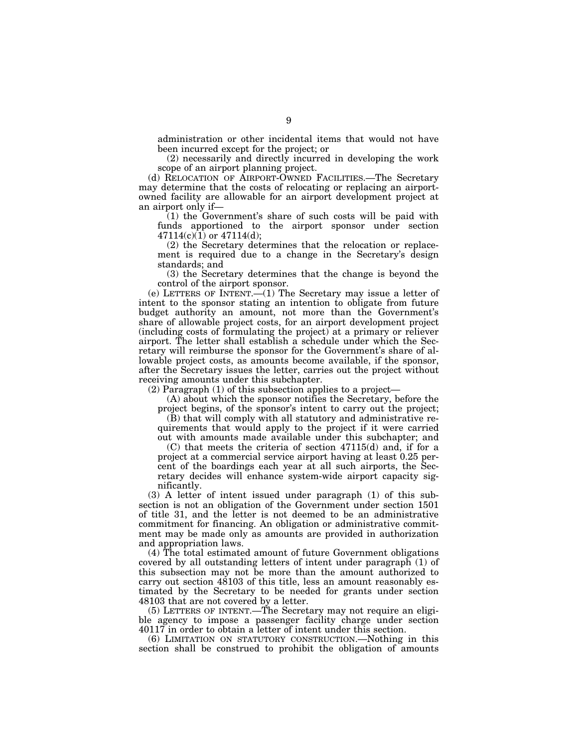administration or other incidental items that would not have been incurred except for the project; or

(2) necessarily and directly incurred in developing the work scope of an airport planning project.

(d) RELOCATION OF AIRPORT-OWNED FACILITIES.—The Secretary may determine that the costs of relocating or replacing an airport-owned facility are allowable for an airport development project at an airport only if—

(1) the Government's share of such costs will be paid with funds apportioned to the airport sponsor under section 47114(c)(1) or 47114(d);

(2) the Secretary determines that the relocation or replacement is required due to a change in the Secretary's design standards; and

(3) the Secretary determines that the change is beyond the control of the airport sponsor.

(e) LETTERS OF INTENT.—(1) The Secretary may issue a letter of intent to the sponsor stating an intention to obligate from future budget authority an amount, not more than the Government's share of allowable project costs, for an airport development project (including costs of formulating the project) at a primary or reliever airport. The letter shall establish a schedule under which the Secretary will reimburse the sponsor for the Government's share of allowable project costs, as amounts become available, if the sponsor, after the Secretary issues the letter, carries out the project without receiving amounts under this subchapter.

(2) Paragraph (1) of this subsection applies to a project—

(A) about which the sponsor notifies the Secretary, before the project begins, of the sponsor's intent to carry out the project;

(B) that will comply with all statutory and administrative requirements that would apply to the project if it were carried out with amounts made available under this subchapter; and

(C) that meets the criteria of section 47115(d) and, if for a project at a commercial service airport having at least 0.25 percent of the boardings each year at all such airports, the Secretary decides will enhance system-wide airport capacity significantly.

(3) A letter of intent issued under paragraph (1) of this subsection is not an obligation of the Government under section 1501 of title 31, and the letter is not deemed to be an administrative commitment for financing. An obligation or administrative commitment may be made only as amounts are provided in authorization and appropriation laws.

(4) The total estimated amount of future Government obligations covered by all outstanding letters of intent under paragraph (1) of this subsection may not be more than the amount authorized to carry out section 48103 of this title, less an amount reasonably estimated by the Secretary to be needed for grants under section 48103 that are not covered by a letter.

(5) LETTERS OF INTENT.—The Secretary may not require an eligible agency to impose a passenger facility charge under section 40117 in order to obtain a letter of intent under this section.

(6) LIMITATION ON STATUTORY CONSTRUCTION.—Nothing in this section shall be construed to prohibit the obligation of amounts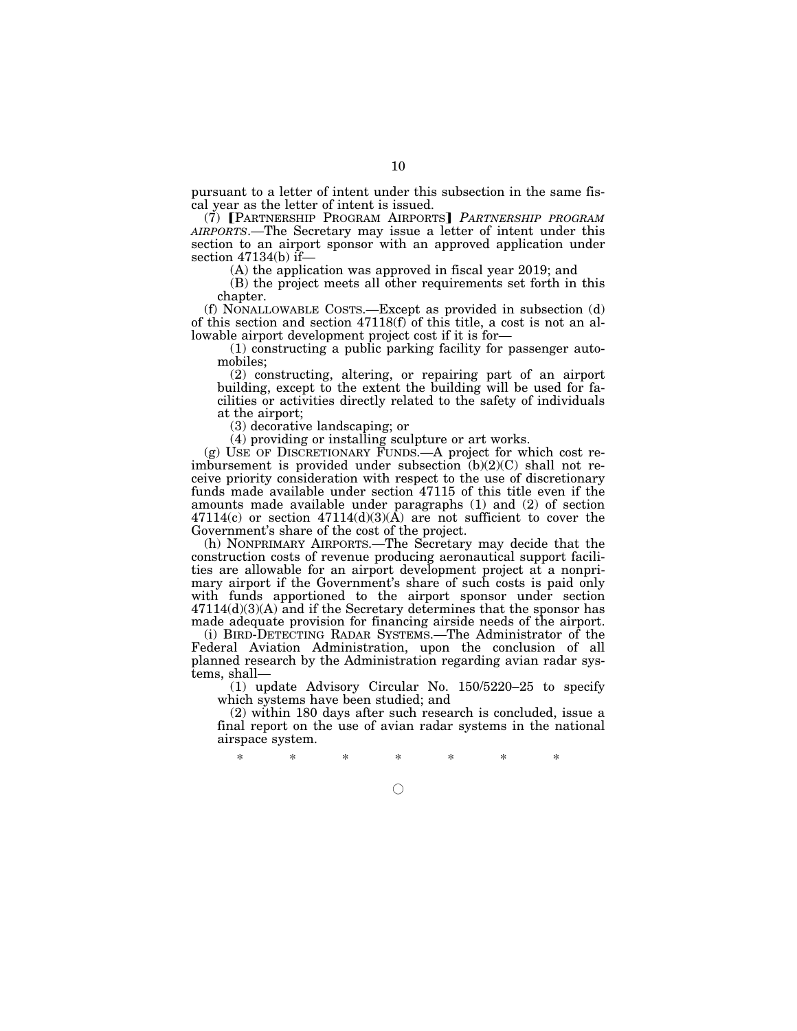pursuant to a letter of intent under this subsection in the same fiscal year as the letter of intent is issued.

(7) ⟦PARTNERSHIP PROGRAM AIRPORTS⟧ *PARTNERSHIP PROGRAM AIRPORTS*.—The Secretary may issue a letter of intent under this section to an airport sponsor with an approved application under section 47134(b) if—

(A) the application was approved in fiscal year 2019; and

(B) the project meets all other requirements set forth in this chapter.

(f) NONALLOWABLE COSTS.—Except as provided in subsection (d) of this section and section 47118(f) of this title, a cost is not an allowable airport development project cost if it is for—

(1) constructing a public parking facility for passenger automobiles;

(2) constructing, altering, or repairing part of an airport building, except to the extent the building will be used for facilities or activities directly related to the safety of individuals at the airport;

(3) decorative landscaping; or

(4) providing or installing sculpture or art works.

(g) USE OF DISCRETIONARY FUNDS.—A project for which cost reimbursement is provided under subsection (b)(2)(C) shall not receive priority consideration with respect to the use of discretionary funds made available under section 47115 of this title even if the amounts made available under paragraphs (1) and (2) of section 47114(c) or section 47114(d)(3)(A) are not sufficient to cover the Government's share of the cost of the project.

(h) NONPRIMARY AIRPORTS.—The Secretary may decide that the construction costs of revenue producing aeronautical support facilities are allowable for an airport development project at a nonprimary airport if the Government's share of such costs is paid only with funds apportioned to the airport sponsor under section 47114(d)(3)(A) and if the Secretary determines that the sponsor has made adequate provision for financing airside needs of the airport.

(i) BIRD-DETECTING RADAR SYSTEMS.—The Administrator of the Federal Aviation Administration, upon the conclusion of all planned research by the Administration regarding avian radar systems, shall—

(1) update Advisory Circular No. 150/5220–25 to specify which systems have been studied; and

(2) within 180 days after such research is concluded, issue a final report on the use of avian radar systems in the national airspace system.

\* \* \* \* \* \* \*